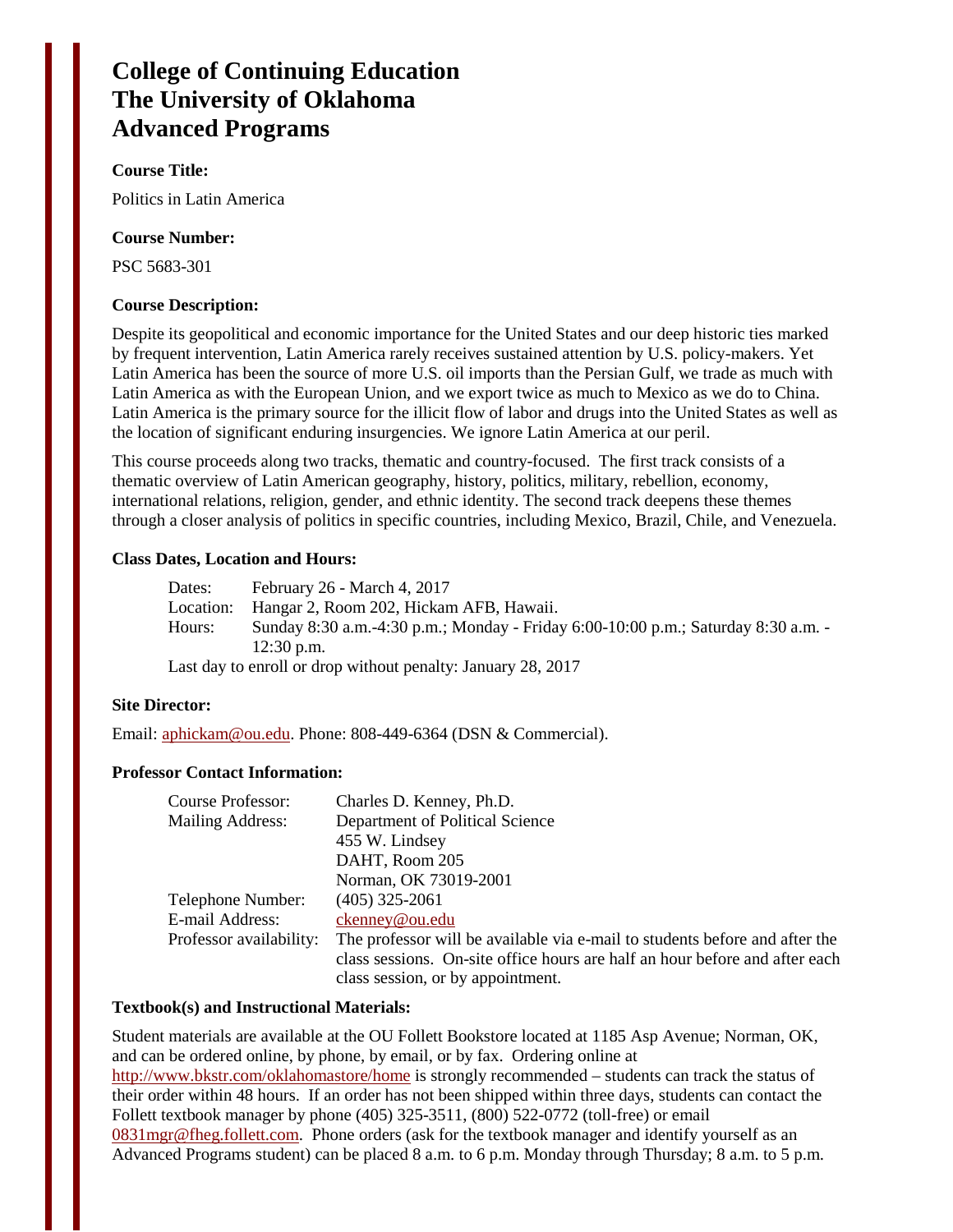# College of Continuing Education
# The University of Oklahoma
# Advanced Programs

**Course Title:**

Politics in Latin America

**Course Number:**

PSC 5683-301

**Course Description:**

Despite its geopolitical and economic importance for the United States and our deep historic ties marked by frequent intervention, Latin America rarely receives sustained attention by U.S. policy-makers. Yet Latin America has been the source of more U.S. oil imports than the Persian Gulf, we trade as much with Latin America as with the European Union, and we export twice as much to Mexico as we do to China. Latin America is the primary source for the illicit flow of labor and drugs into the United States as well as the location of significant enduring insurgencies. We ignore Latin America at our peril.

This course proceeds along two tracks, thematic and country-focused. The first track consists of a thematic overview of Latin American geography, history, politics, military, rebellion, economy, international relations, religion, gender, and ethnic identity. The second track deepens these themes through a closer analysis of politics in specific countries, including Mexico, Brazil, Chile, and Venezuela.

**Class Dates, Location and Hours:**

Dates: February 26 - March 4, 2017
Location: Hangar 2, Room 202, Hickam AFB, Hawaii.
Hours: Sunday 8:30 a.m.-4:30 p.m.; Monday - Friday 6:00-10:00 p.m.; Saturday 8:30 a.m. - 12:30 p.m.
Last day to enroll or drop without penalty: January 28, 2017

**Site Director:**

Email: aphickam@ou.edu. Phone: 808-449-6364 (DSN & Commercial).

**Professor Contact Information:**

Course Professor: Charles D. Kenney, Ph.D.
Mailing Address: Department of Political Science
455 W. Lindsey
DAHT, Room 205
Norman, OK 73019-2001
Telephone Number: (405) 325-2061
E-mail Address: ckenney@ou.edu
Professor availability: The professor will be available via e-mail to students before and after the class sessions. On-site office hours are half an hour before and after each class session, or by appointment.

**Textbook(s) and Instructional Materials:**

Student materials are available at the OU Follett Bookstore located at 1185 Asp Avenue; Norman, OK, and can be ordered online, by phone, by email, or by fax. Ordering online at http://www.bkstr.com/oklahomastore/home is strongly recommended – students can track the status of their order within 48 hours. If an order has not been shipped within three days, students can contact the Follett textbook manager by phone (405) 325-3511, (800) 522-0772 (toll-free) or email 0831mgr@fheg.follett.com. Phone orders (ask for the textbook manager and identify yourself as an Advanced Programs student) can be placed 8 a.m. to 6 p.m. Monday through Thursday; 8 a.m. to 5 p.m.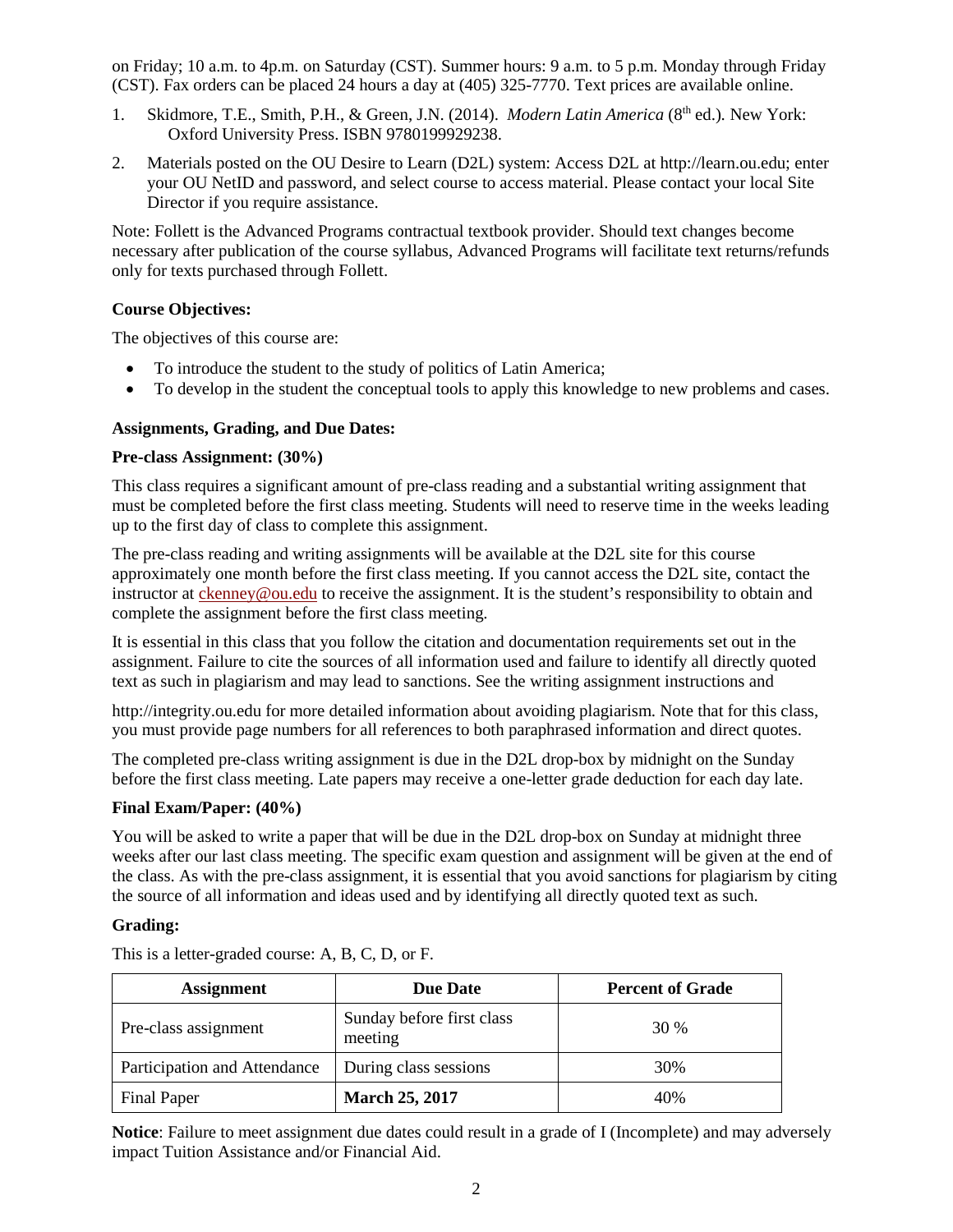on Friday; 10 a.m. to 4p.m. on Saturday (CST). Summer hours: 9 a.m. to 5 p.m. Monday through Friday (CST). Fax orders can be placed 24 hours a day at (405) 325-7770. Text prices are available online.

1. Skidmore, T.E., Smith, P.H., & Green, J.N. (2014). *Modern Latin America* (8th ed.). New York: Oxford University Press. ISBN 9780199929238.
2. Materials posted on the OU Desire to Learn (D2L) system: Access D2L at http://learn.ou.edu; enter your OU NetID and password, and select course to access material. Please contact your local Site Director if you require assistance.

Note: Follett is the Advanced Programs contractual textbook provider. Should text changes become necessary after publication of the course syllabus, Advanced Programs will facilitate text returns/refunds only for texts purchased through Follett.

**Course Objectives:**

The objectives of this course are:

- To introduce the student to the study of politics of Latin America;
- To develop in the student the conceptual tools to apply this knowledge to new problems and cases.

**Assignments, Grading, and Due Dates:**

**Pre-class Assignment: (30%)**

This class requires a significant amount of pre-class reading and a substantial writing assignment that must be completed before the first class meeting. Students will need to reserve time in the weeks leading up to the first day of class to complete this assignment.

The pre-class reading and writing assignments will be available at the D2L site for this course approximately one month before the first class meeting. If you cannot access the D2L site, contact the instructor at ckenney@ou.edu to receive the assignment. It is the student's responsibility to obtain and complete the assignment before the first class meeting.

It is essential in this class that you follow the citation and documentation requirements set out in the assignment. Failure to cite the sources of all information used and failure to identify all directly quoted text as such in plagiarism and may lead to sanctions. See the writing assignment instructions and

http://integrity.ou.edu for more detailed information about avoiding plagiarism. Note that for this class, you must provide page numbers for all references to both paraphrased information and direct quotes.

The completed pre-class writing assignment is due in the D2L drop-box by midnight on the Sunday before the first class meeting. Late papers may receive a one-letter grade deduction for each day late.

**Final Exam/Paper: (40%)**

You will be asked to write a paper that will be due in the D2L drop-box on Sunday at midnight three weeks after our last class meeting. The specific exam question and assignment will be given at the end of the class. As with the pre-class assignment, it is essential that you avoid sanctions for plagiarism by citing the source of all information and ideas used and by identifying all directly quoted text as such.

**Grading:**

This is a letter-graded course: A, B, C, D, or F.

| Assignment | Due Date | Percent of Grade |
|---|---|---|
| Pre-class assignment | Sunday before first class meeting | 30 % |
| Participation and Attendance | During class sessions | 30% |
| Final Paper | **March 25, 2017** | 40% |

**Notice**: Failure to meet assignment due dates could result in a grade of I (Incomplete) and may adversely impact Tuition Assistance and/or Financial Aid.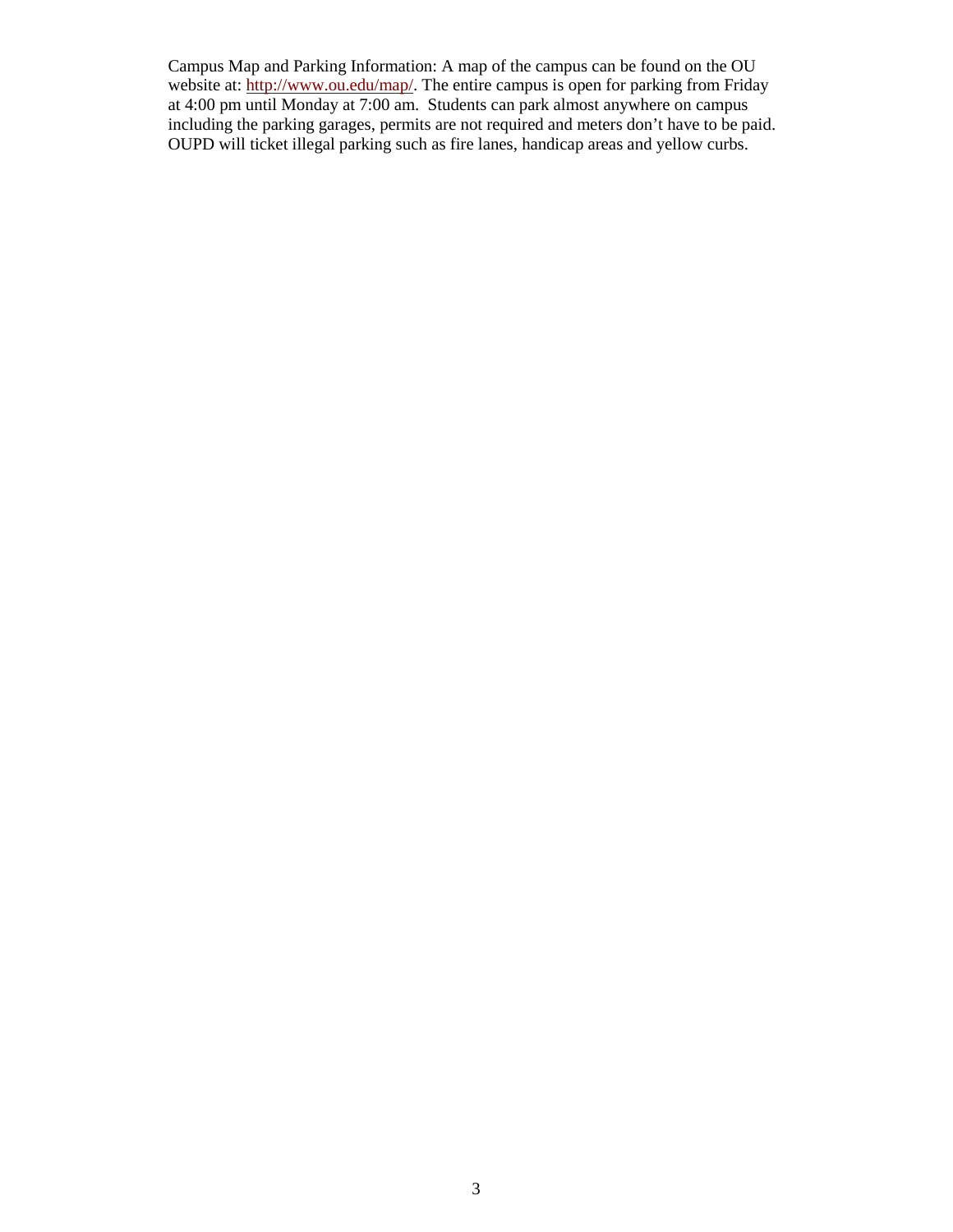Campus Map and Parking Information: A map of the campus can be found on the OU website at: [http://www.ou.edu/map/](http://www.ou.edu/map/). The entire campus is open for parking from Friday at 4:00 pm until Monday at 7:00 am. Students can park almost anywhere on campus including the parking garages, permits are not required and meters don't have to be paid. OUPD will ticket illegal parking such as fire lanes, handicap areas and yellow curbs.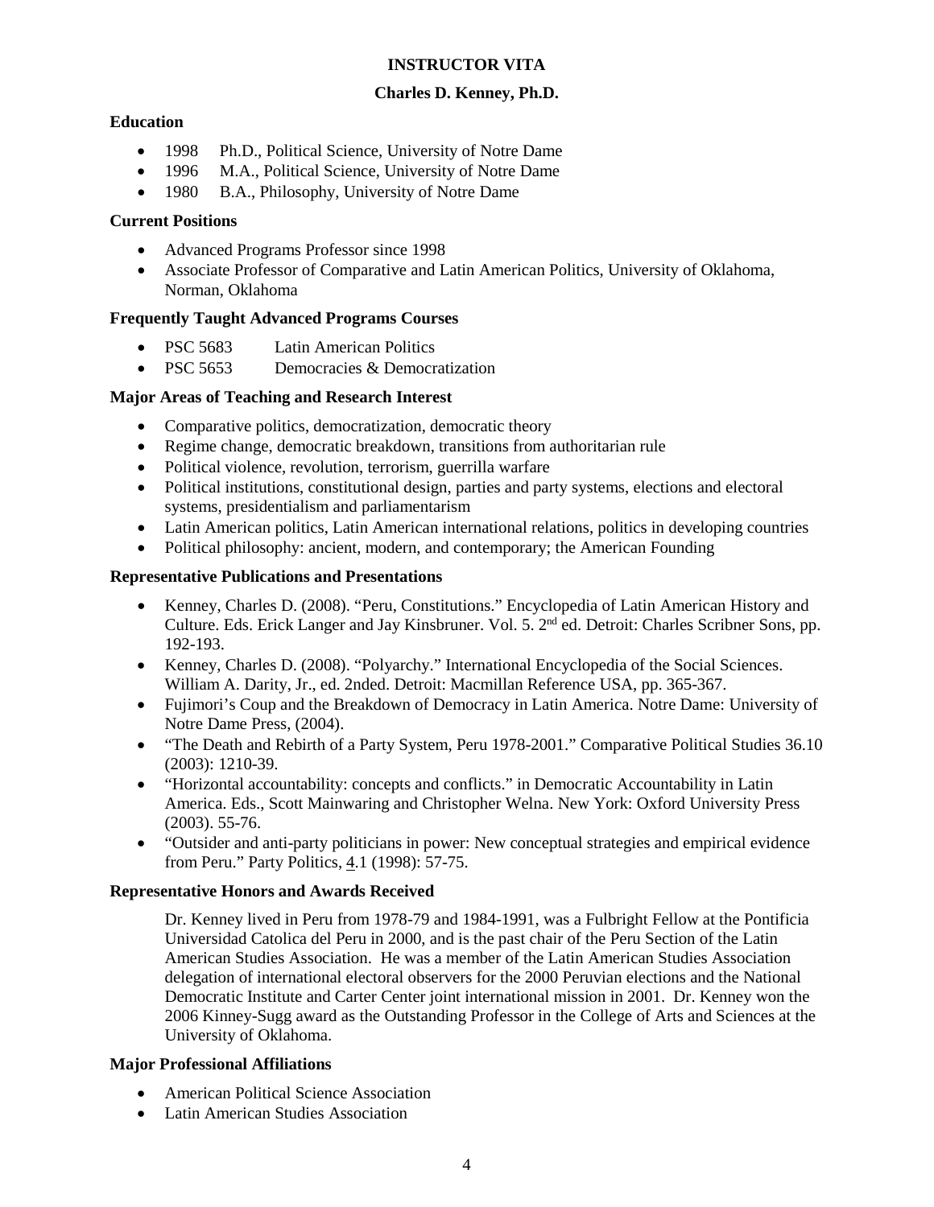# INSTRUCTOR VITA

## Charles D. Kenney, Ph.D.

### Education

- 1998 Ph.D., Political Science, University of Notre Dame
- 1996 M.A., Political Science, University of Notre Dame
- 1980 B.A., Philosophy, University of Notre Dame

### Current Positions

- Advanced Programs Professor since 1998
- Associate Professor of Comparative and Latin American Politics, University of Oklahoma, Norman, Oklahoma

### Frequently Taught Advanced Programs Courses

- PSC 5683 Latin American Politics
- PSC 5653 Democracies & Democratization

### Major Areas of Teaching and Research Interest

- Comparative politics, democratization, democratic theory
- Regime change, democratic breakdown, transitions from authoritarian rule
- Political violence, revolution, terrorism, guerrilla warfare
- Political institutions, constitutional design, parties and party systems, elections and electoral systems, presidentialism and parliamentarism
- Latin American politics, Latin American international relations, politics in developing countries
- Political philosophy: ancient, modern, and contemporary; the American Founding

### Representative Publications and Presentations

- Kenney, Charles D. (2008). "Peru, Constitutions." Encyclopedia of Latin American History and Culture. Eds. Erick Langer and Jay Kinsbruner. Vol. 5. 2nd ed. Detroit: Charles Scribner Sons, pp. 192-193.
- Kenney, Charles D. (2008). "Polyarchy." International Encyclopedia of the Social Sciences. William A. Darity, Jr., ed. 2nded. Detroit: Macmillan Reference USA, pp. 365-367.
- Fujimori's Coup and the Breakdown of Democracy in Latin America. Notre Dame: University of Notre Dame Press, (2004).
- "The Death and Rebirth of a Party System, Peru 1978-2001." Comparative Political Studies 36.10 (2003): 1210-39.
- "Horizontal accountability: concepts and conflicts." in Democratic Accountability in Latin America. Eds., Scott Mainwaring and Christopher Welna. New York: Oxford University Press (2003). 55-76.
- "Outsider and anti-party politicians in power: New conceptual strategies and empirical evidence from Peru." Party Politics, 4.1 (1998): 57-75.

### Representative Honors and Awards Received

Dr. Kenney lived in Peru from 1978-79 and 1984-1991, was a Fulbright Fellow at the Pontificia Universidad Catolica del Peru in 2000, and is the past chair of the Peru Section of the Latin American Studies Association. He was a member of the Latin American Studies Association delegation of international electoral observers for the 2000 Peruvian elections and the National Democratic Institute and Carter Center joint international mission in 2001. Dr. Kenney won the 2006 Kinney-Sugg award as the Outstanding Professor in the College of Arts and Sciences at the University of Oklahoma.

### Major Professional Affiliations

- American Political Science Association
- Latin American Studies Association